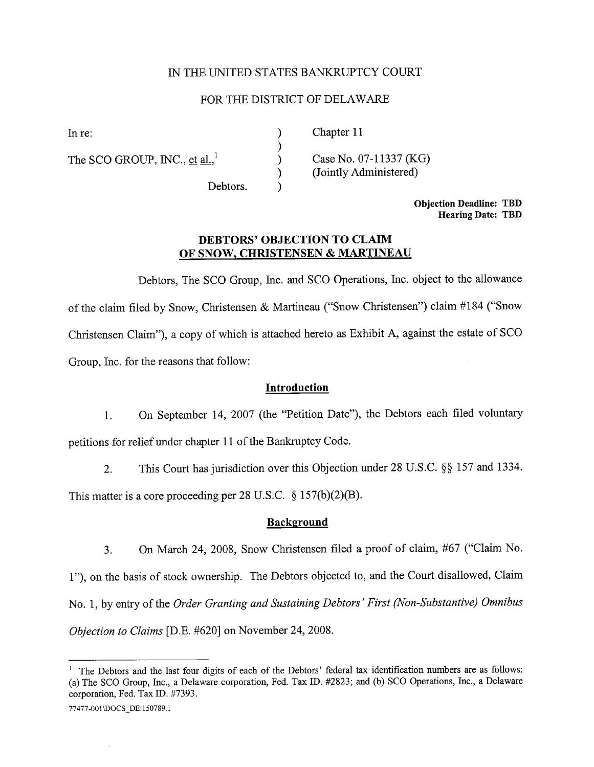IN THE UNITED STATES BANKRUPTCY COURT

FOR THE DISTRICT OF DELAWARE

| | | |
|---|---|---|
| In re: | ) | Chapter 11 |
| | ) | |
| The SCO GROUP, INC., et al.,[1] | ) | Case No. 07-11337 (KG) |
| | ) | (Jointly Administered) |
| Debtors. | ) | |

**Objection Deadline: TBD**
**Hearing Date: TBD**

## DEBTORS' OBJECTION TO CLAIM OF SNOW, CHRISTENSEN & MARTINEAU

Debtors, The SCO Group, Inc. and SCO Operations, Inc. object to the allowance of the claim filed by Snow, Christensen & Martineau ("Snow Christensen") claim #184 ("Snow Christensen Claim"), a copy of which is attached hereto as Exhibit A, against the estate of SCO Group, Inc. for the reasons that follow:

### Introduction

1. On September 14, 2007 (the "Petition Date"), the Debtors each filed voluntary petitions for relief under chapter 11 of the Bankruptcy Code.

2. This Court has jurisdiction over this Objection under 28 U.S.C. §§ 157 and 1334. This matter is a core proceeding per 28 U.S.C. § 157(b)(2)(B).

### Background

3. On March 24, 2008, Snow Christensen filed a proof of claim, #67 ("Claim No. 1"), on the basis of stock ownership. The Debtors objected to, and the Court disallowed, Claim No. 1, by entry of the *Order Granting and Sustaining Debtors' First (Non-Substantive) Omnibus Objection to Claims* [D.E. #620] on November 24, 2008.

---

[1] The Debtors and the last four digits of each of the Debtors' federal tax identification numbers are as follows: (a) The SCO Group, Inc., a Delaware corporation, Fed. Tax ID. #2823; and (b) SCO Operations, Inc., a Delaware corporation, Fed. Tax ID. #7393.

77477-001\DOCS_DE:150789.1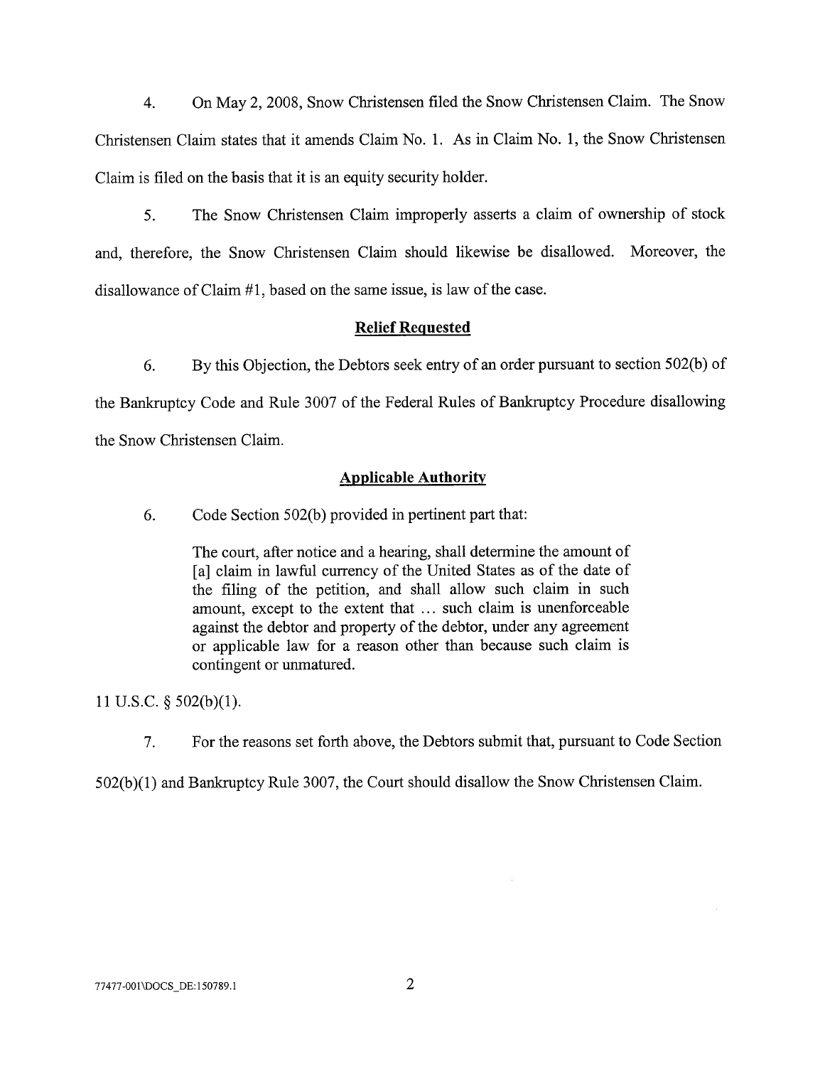4. On May 2, 2008, Snow Christensen filed the Snow Christensen Claim. The Snow Christensen Claim states that it amends Claim No. 1. As in Claim No. 1, the Snow Christensen Claim is filed on the basis that it is an equity security holder.

5. The Snow Christensen Claim improperly asserts a claim of ownership of stock and, therefore, the Snow Christensen Claim should likewise be disallowed. Moreover, the disallowance of Claim #1, based on the same issue, is law of the case.

## Relief Requested

6. By this Objection, the Debtors seek entry of an order pursuant to section 502(b) of the Bankruptcy Code and Rule 3007 of the Federal Rules of Bankruptcy Procedure disallowing the Snow Christensen Claim.

## Applicable Authority

6. Code Section 502(b) provided in pertinent part that:

> The court, after notice and a hearing, shall determine the amount of [a] claim in lawful currency of the United States as of the date of the filing of the petition, and shall allow such claim in such amount, except to the extent that ... such claim is unenforceable against the debtor and property of the debtor, under any agreement or applicable law for a reason other than because such claim is contingent or unmatured.

11 U.S.C. § 502(b)(1).

7. For the reasons set forth above, the Debtors submit that, pursuant to Code Section 502(b)(1) and Bankruptcy Rule 3007, the Court should disallow the Snow Christensen Claim.

77477-001\DOCS_DE:150789.1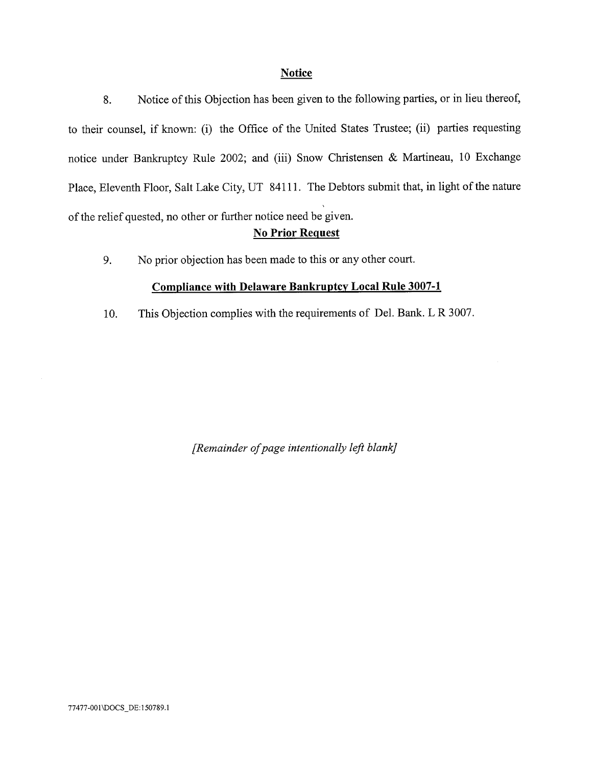**Notice**

8. Notice of this Objection has been given to the following parties, or in lieu thereof, to their counsel, if known: (i) the Office of the United States Trustee; (ii) parties requesting notice under Bankruptcy Rule 2002; and (iii) Snow Christensen & Martineau, 10 Exchange Place, Eleventh Floor, Salt Lake City, UT 84111. The Debtors submit that, in light of the nature of the relief quested, no other or further notice need be given.

**No Prior Request**

9. No prior objection has been made to this or any other court.

**Compliance with Delaware Bankruptcy Local Rule 3007-1**

10. This Objection complies with the requirements of Del. Bank. L R 3007.

*[Remainder of page intentionally left blank]*

77477-001\DOCS_DE:150789.1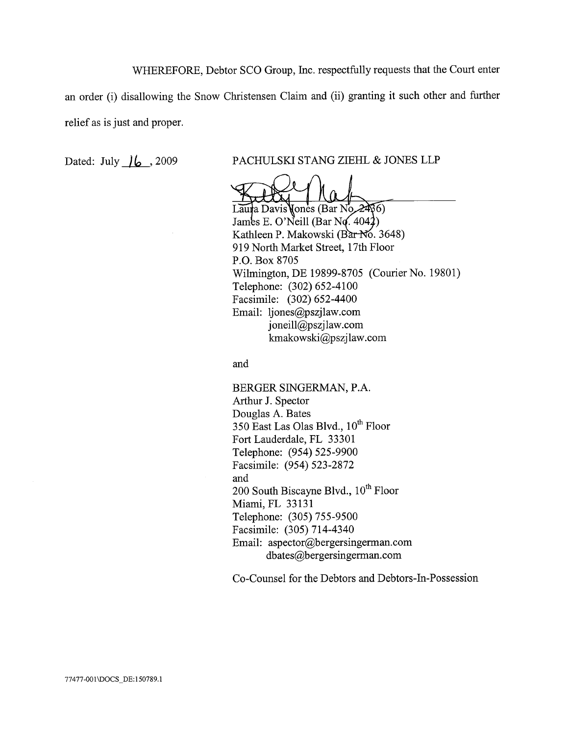WHEREFORE, Debtor SCO Group, Inc. respectfully requests that the Court enter an order (i) disallowing the Snow Christensen Claim and (ii) granting it such other and further relief as is just and proper.

Dated: July 16, 2009

PACHULSKI STANG ZIEHL & JONES LLP

Laura Davis Jones (Bar No. 2436)
James E. O'Neill (Bar No. 4042)
Kathleen P. Makowski (Bar No. 3648)
919 North Market Street, 17th Floor
P.O. Box 8705
Wilmington, DE 19899-8705 (Courier No. 19801)
Telephone: (302) 652-4100
Facsimile: (302) 652-4400
Email: ljones@pszjlaw.com
joneill@pszjlaw.com
kmakowski@pszjlaw.com

and

BERGER SINGERMAN, P.A.
Arthur J. Spector
Douglas A. Bates
350 East Las Olas Blvd., 10th Floor
Fort Lauderdale, FL 33301
Telephone: (954) 525-9900
Facsimile: (954) 523-2872
and
200 South Biscayne Blvd., 10th Floor
Miami, FL 33131
Telephone: (305) 755-9500
Facsimile: (305) 714-4340
Email: aspector@bergersingerman.com
dbates@bergersingerman.com

Co-Counsel for the Debtors and Debtors-In-Possession

77477-001\DOCS_DE:150789.1